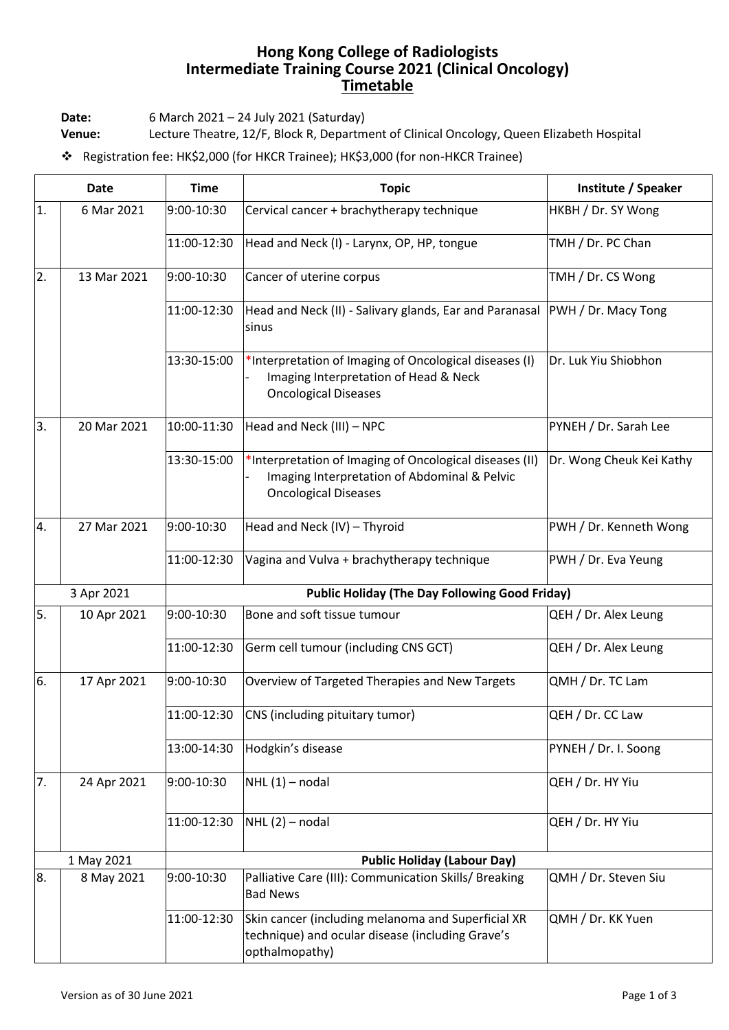# Hong Kong College of Radiologists
# Intermediate Training Course 2021 (Clinical Oncology)
## Timetable

**Date:** 6 March 2021 – 24 July 2021 (Saturday)

**Venue:** Lecture Theatre, 12/F, Block R, Department of Clinical Oncology, Queen Elizabeth Hospital

- Registration fee: HK$2,000 (for HKCR Trainee); HK$3,000 (for non-HKCR Trainee)

| | Date | Time | Topic | Institute / Speaker |
|---|---|---|---|---|
| 1. | 6 Mar 2021 | 9:00-10:30 | Cervical cancer + brachytherapy technique | HKBH / Dr. SY Wong |
| | | 11:00-12:30 | Head and Neck (I) - Larynx, OP, HP, tongue | TMH / Dr. PC Chan |
| 2. | 13 Mar 2021 | 9:00-10:30 | Cancer of uterine corpus | TMH / Dr. CS Wong |
| | | 11:00-12:30 | Head and Neck (II) - Salivary glands, Ear and Paranasal sinus | PWH / Dr. Macy Tong |
| | | 13:30-15:00 | *Interpretation of Imaging of Oncological diseases (I) - Imaging Interpretation of Head & Neck Oncological Diseases | Dr. Luk Yiu Shiobhon |
| 3. | 20 Mar 2021 | 10:00-11:30 | Head and Neck (III) – NPC | PYNEH / Dr. Sarah Lee |
| | | 13:30-15:00 | *Interpretation of Imaging of Oncological diseases (II) - Imaging Interpretation of Abdominal & Pelvic Oncological Diseases | Dr. Wong Cheuk Kei Kathy |
| 4. | 27 Mar 2021 | 9:00-10:30 | Head and Neck (IV) – Thyroid | PWH / Dr. Kenneth Wong |
| | | 11:00-12:30 | Vagina and Vulva + brachytherapy technique | PWH / Dr. Eva Yeung |
| | 3 Apr 2021 | | **Public Holiday (The Day Following Good Friday)** | |
| 5. | 10 Apr 2021 | 9:00-10:30 | Bone and soft tissue tumour | QEH / Dr. Alex Leung |
| | | 11:00-12:30 | Germ cell tumour (including CNS GCT) | QEH / Dr. Alex Leung |
| 6. | 17 Apr 2021 | 9:00-10:30 | Overview of Targeted Therapies and New Targets | QMH / Dr. TC Lam |
| | | 11:00-12:30 | CNS (including pituitary tumor) | QEH / Dr. CC Law |
| | | 13:00-14:30 | Hodgkin's disease | PYNEH / Dr. I. Soong |
| 7. | 24 Apr 2021 | 9:00-10:30 | NHL (1) – nodal | QEH / Dr. HY Yiu |
| | | 11:00-12:30 | NHL (2) – nodal | QEH / Dr. HY Yiu |
| | 1 May 2021 | | **Public Holiday (Labour Day)** | |
| 8. | 8 May 2021 | 9:00-10:30 | Palliative Care (III): Communication Skills/ Breaking Bad News | QMH / Dr. Steven Siu |
| | | 11:00-12:30 | Skin cancer (including melanoma and Superficial XR technique) and ocular disease (including Grave's opthalmopathy) | QMH / Dr. KK Yuen |

Version as of 30 June 2021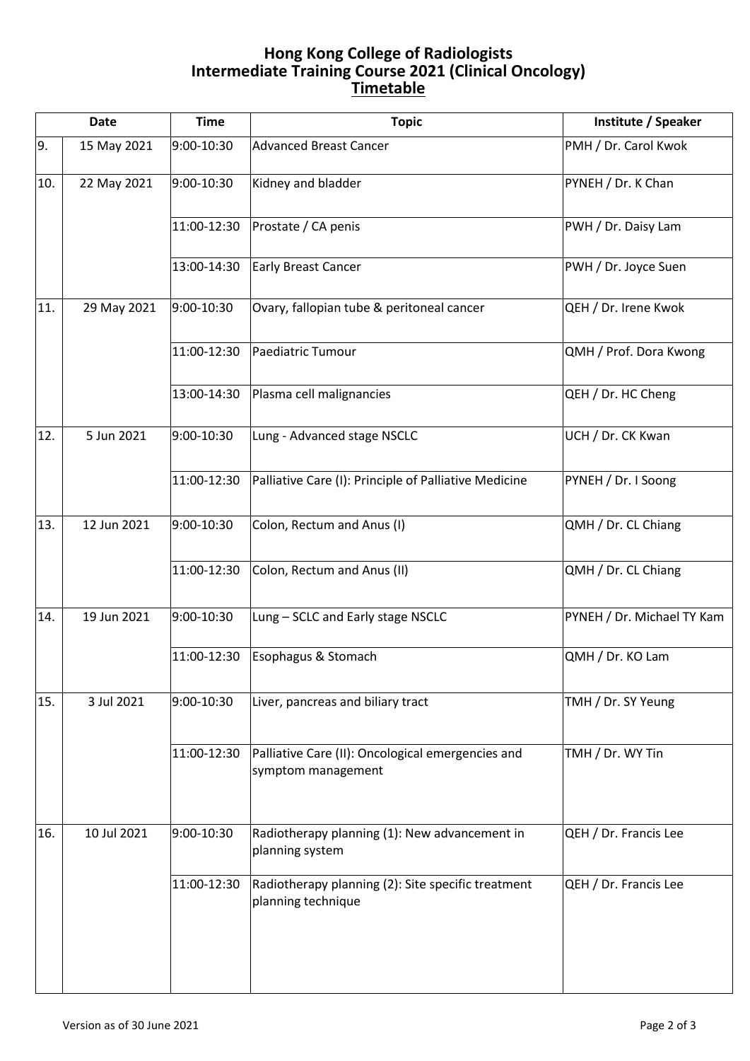# Hong Kong College of Radiologists
# Intermediate Training Course 2021 (Clinical Oncology)
## Timetable

| | Date | Time | Topic | Institute / Speaker |
|---|---|---|---|---|
| 9. | 15 May 2021 | 9:00-10:30 | Advanced Breast Cancer | PMH / Dr. Carol Kwok |
| 10. | 22 May 2021 | 9:00-10:30 | Kidney and bladder | PYNEH / Dr. K Chan |
| | | 11:00-12:30 | Prostate / CA penis | PWH / Dr. Daisy Lam |
| | | 13:00-14:30 | Early Breast Cancer | PWH / Dr. Joyce Suen |
| 11. | 29 May 2021 | 9:00-10:30 | Ovary, fallopian tube & peritoneal cancer | QEH / Dr. Irene Kwok |
| | | 11:00-12:30 | Paediatric Tumour | QMH / Prof. Dora Kwong |
| | | 13:00-14:30 | Plasma cell malignancies | QEH / Dr. HC Cheng |
| 12. | 5 Jun 2021 | 9:00-10:30 | Lung - Advanced stage NSCLC | UCH / Dr. CK Kwan |
| | | 11:00-12:30 | Palliative Care (I): Principle of Palliative Medicine | PYNEH / Dr. I Soong |
| 13. | 12 Jun 2021 | 9:00-10:30 | Colon, Rectum and Anus (I) | QMH / Dr. CL Chiang |
| | | 11:00-12:30 | Colon, Rectum and Anus (II) | QMH / Dr. CL Chiang |
| 14. | 19 Jun 2021 | 9:00-10:30 | Lung – SCLC and Early stage NSCLC | PYNEH / Dr. Michael TY Kam |
| | | 11:00-12:30 | Esophagus & Stomach | QMH / Dr. KO Lam |
| 15. | 3 Jul 2021 | 9:00-10:30 | Liver, pancreas and biliary tract | TMH / Dr. SY Yeung |
| | | 11:00-12:30 | Palliative Care (II): Oncological emergencies and symptom management | TMH / Dr. WY Tin |
| 16. | 10 Jul 2021 | 9:00-10:30 | Radiotherapy planning (1): New advancement in planning system | QEH / Dr. Francis Lee |
| | | 11:00-12:30 | Radiotherapy planning (2): Site specific treatment planning technique | QEH / Dr. Francis Lee |

Version as of 30 June 2021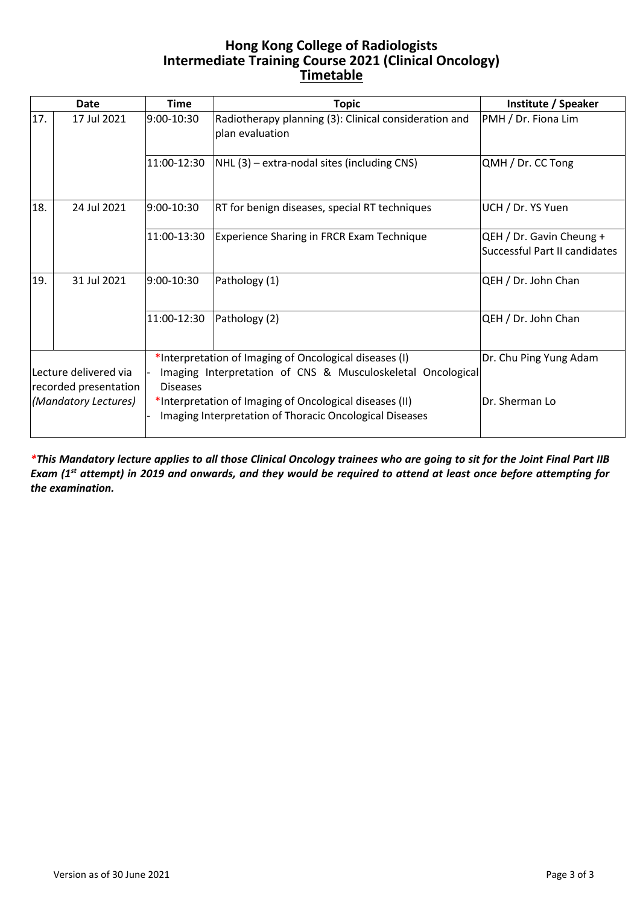# Hong Kong College of Radiologists
# Intermediate Training Course 2021 (Clinical Oncology)
## Timetable

| Date | | Time | Topic | Institute / Speaker |
|---|---|---|---|---|
| 17. | 17 Jul 2021 | 9:00-10:30 | Radiotherapy planning (3): Clinical consideration and plan evaluation | PMH / Dr. Fiona Lim |
| | | 11:00-12:30 | NHL (3) – extra-nodal sites (including CNS) | QMH / Dr. CC Tong |
| 18. | 24 Jul 2021 | 9:00-10:30 | RT for benign diseases, special RT techniques | UCH / Dr. YS Yuen |
| | | 11:00-13:30 | Experience Sharing in FRCR Exam Technique | QEH / Dr. Gavin Cheung + Successful Part II candidates |
| 19. | 31 Jul 2021 | 9:00-10:30 | Pathology (1) | QEH / Dr. John Chan |
| | | 11:00-12:30 | Pathology (2) | QEH / Dr. John Chan |
| Lecture delivered via recorded presentation *(Mandatory Lectures)* | | *Interpretation of Imaging of Oncological diseases (I) - Imaging Interpretation of CNS & Musculoskeletal Oncological Diseases | | Dr. Chu Ping Yung Adam |
| | | *Interpretation of Imaging of Oncological diseases (II) - Imaging Interpretation of Thoracic Oncological Diseases | | Dr. Sherman Lo |

***This Mandatory lecture applies to all those Clinical Oncology trainees who are going to sit for the Joint Final Part IIB Exam (1st attempt) in 2019 and onwards, and they would be required to attend at least once before attempting for the examination.***

Version as of 30 June 2021